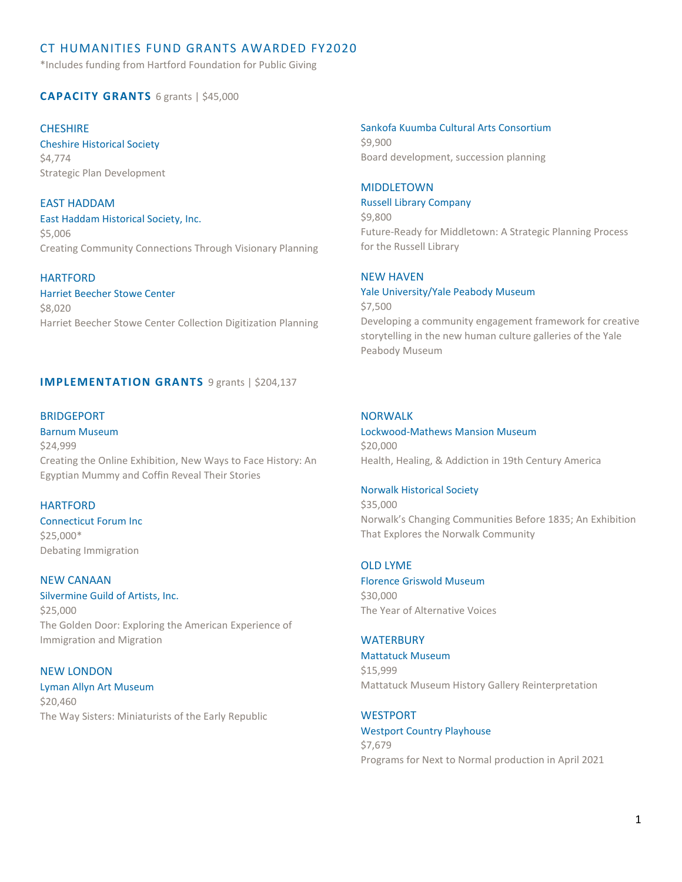# CT HUMANITIES FUND GRANTS AWARDED FY2020

*Includes funding from Hartford Foundation for Public Giving

## CAPACITY GRANTS 6 grants | $45,000

### CHESHIRE

Cheshire Historical Society
$4,774
Strategic Plan Development

### EAST HADDAM

East Haddam Historical Society, Inc.
$5,006
Creating Community Connections Through Visionary Planning

### HARTFORD

Harriet Beecher Stowe Center
$8,020
Harriet Beecher Stowe Center Collection Digitization Planning

Sankofa Kuumba Cultural Arts Consortium
$9,900
Board development, succession planning

### MIDDLETOWN

Russell Library Company
$9,800
Future-Ready for Middletown: A Strategic Planning Process for the Russell Library

### NEW HAVEN

Yale University/Yale Peabody Museum
$7,500
Developing a community engagement framework for creative storytelling in the new human culture galleries of the Yale Peabody Museum

## IMPLEMENTATION GRANTS 9 grants | $204,137

### BRIDGEPORT

Barnum Museum
$24,999
Creating the Online Exhibition, New Ways to Face History: An Egyptian Mummy and Coffin Reveal Their Stories

### HARTFORD

Connecticut Forum Inc
$25,000*
Debating Immigration

### NEW CANAAN

Silvermine Guild of Artists, Inc.
$25,000
The Golden Door: Exploring the American Experience of Immigration and Migration

### NEW LONDON

Lyman Allyn Art Museum
$20,460
The Way Sisters: Miniaturists of the Early Republic

### NORWALK

Lockwood-Mathews Mansion Museum
$20,000
Health, Healing, & Addiction in 19th Century America

Norwalk Historical Society
$35,000
Norwalk's Changing Communities Before 1835; An Exhibition That Explores the Norwalk Community

### OLD LYME

Florence Griswold Museum
$30,000
The Year of Alternative Voices

### WATERBURY

Mattatuck Museum
$15,999
Mattatuck Museum History Gallery Reinterpretation

### WESTPORT

Westport Country Playhouse
$7,679
Programs for Next to Normal production in April 2021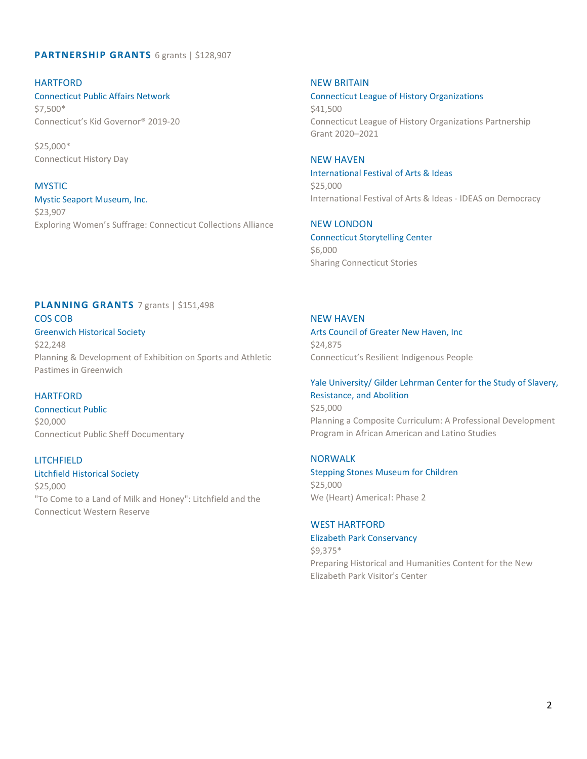## PARTNERSHIP GRANTS 6 grants | $128,907

HARTFORD
Connecticut Public Affairs Network
$7,500*
Connecticut's Kid Governor® 2019-20

$25,000*
Connecticut History Day

MYSTIC
Mystic Seaport Museum, Inc.
$23,907
Exploring Women's Suffrage: Connecticut Collections Alliance

NEW BRITAIN
Connecticut League of History Organizations
$41,500
Connecticut League of History Organizations Partnership Grant 2020–2021

NEW HAVEN
International Festival of Arts & Ideas
$25,000
International Festival of Arts & Ideas - IDEAS on Democracy

NEW LONDON
Connecticut Storytelling Center
$6,000
Sharing Connecticut Stories

## PLANNING GRANTS 7 grants | $151,498

COS COB
Greenwich Historical Society
$22,248
Planning & Development of Exhibition on Sports and Athletic Pastimes in Greenwich

HARTFORD
Connecticut Public
$20,000
Connecticut Public Sheff Documentary

LITCHFIELD
Litchfield Historical Society
$25,000
"To Come to a Land of Milk and Honey": Litchfield and the Connecticut Western Reserve

NEW HAVEN
Arts Council of Greater New Haven, Inc
$24,875
Connecticut's Resilient Indigenous People

Yale University/ Gilder Lehrman Center for the Study of Slavery, Resistance, and Abolition
$25,000
Planning a Composite Curriculum: A Professional Development Program in African American and Latino Studies

NORWALK
Stepping Stones Museum for Children
$25,000
We (Heart) America!: Phase 2

WEST HARTFORD
Elizabeth Park Conservancy
$9,375*
Preparing Historical and Humanities Content for the New Elizabeth Park Visitor's Center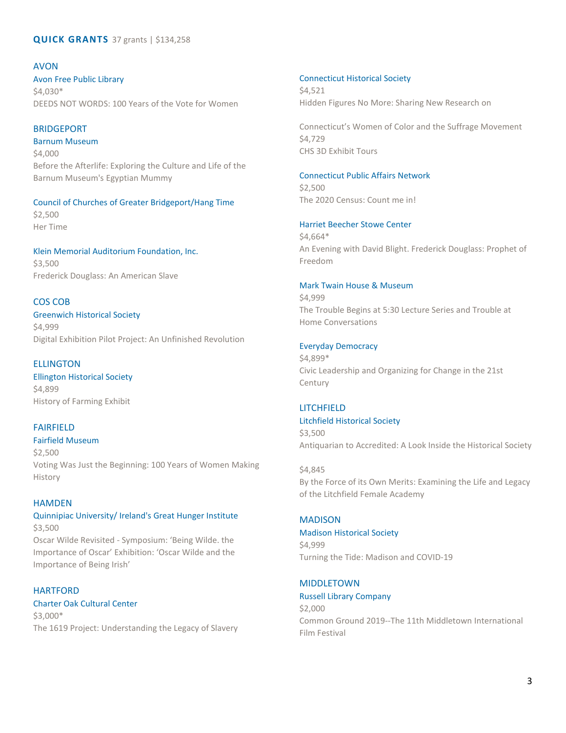**QUICK GRANTS** 37 grants | $134,258

AVON

Avon Free Public Library
$4,030*
DEEDS NOT WORDS: 100 Years of the Vote for Women

BRIDGEPORT

Barnum Museum
$4,000
Before the Afterlife: Exploring the Culture and Life of the Barnum Museum's Egyptian Mummy

Council of Churches of Greater Bridgeport/Hang Time
$2,500
Her Time

Klein Memorial Auditorium Foundation, Inc.
$3,500
Frederick Douglass: An American Slave

COS COB

Greenwich Historical Society
$4,999
Digital Exhibition Pilot Project: An Unfinished Revolution

ELLINGTON

Ellington Historical Society
$4,899
History of Farming Exhibit

FAIRFIELD

Fairfield Museum
$2,500
Voting Was Just the Beginning: 100 Years of Women Making History

HAMDEN

Quinnipiac University/ Ireland's Great Hunger Institute
$3,500
Oscar Wilde Revisited - Symposium: 'Being Wilde. the Importance of Oscar' Exhibition: 'Oscar Wilde and the Importance of Being Irish'

HARTFORD

Charter Oak Cultural Center
$3,000*
The 1619 Project: Understanding the Legacy of Slavery

Connecticut Historical Society
$4,521
Hidden Figures No More: Sharing New Research on Connecticut's Women of Color and the Suffrage Movement

$4,729
CHS 3D Exhibit Tours

Connecticut Public Affairs Network
$2,500
The 2020 Census: Count me in!

Harriet Beecher Stowe Center
$4,664*
An Evening with David Blight. Frederick Douglass: Prophet of Freedom

Mark Twain House & Museum
$4,999
The Trouble Begins at 5:30 Lecture Series and Trouble at Home Conversations

Everyday Democracy
$4,899*
Civic Leadership and Organizing for Change in the 21st Century

LITCHFIELD

Litchfield Historical Society
$3,500
Antiquarian to Accredited: A Look Inside the Historical Society

$4,845
By the Force of its Own Merits: Examining the Life and Legacy of the Litchfield Female Academy

MADISON

Madison Historical Society
$4,999
Turning the Tide: Madison and COVID-19

MIDDLETOWN

Russell Library Company
$2,000
Common Ground 2019--The 11th Middletown International Film Festival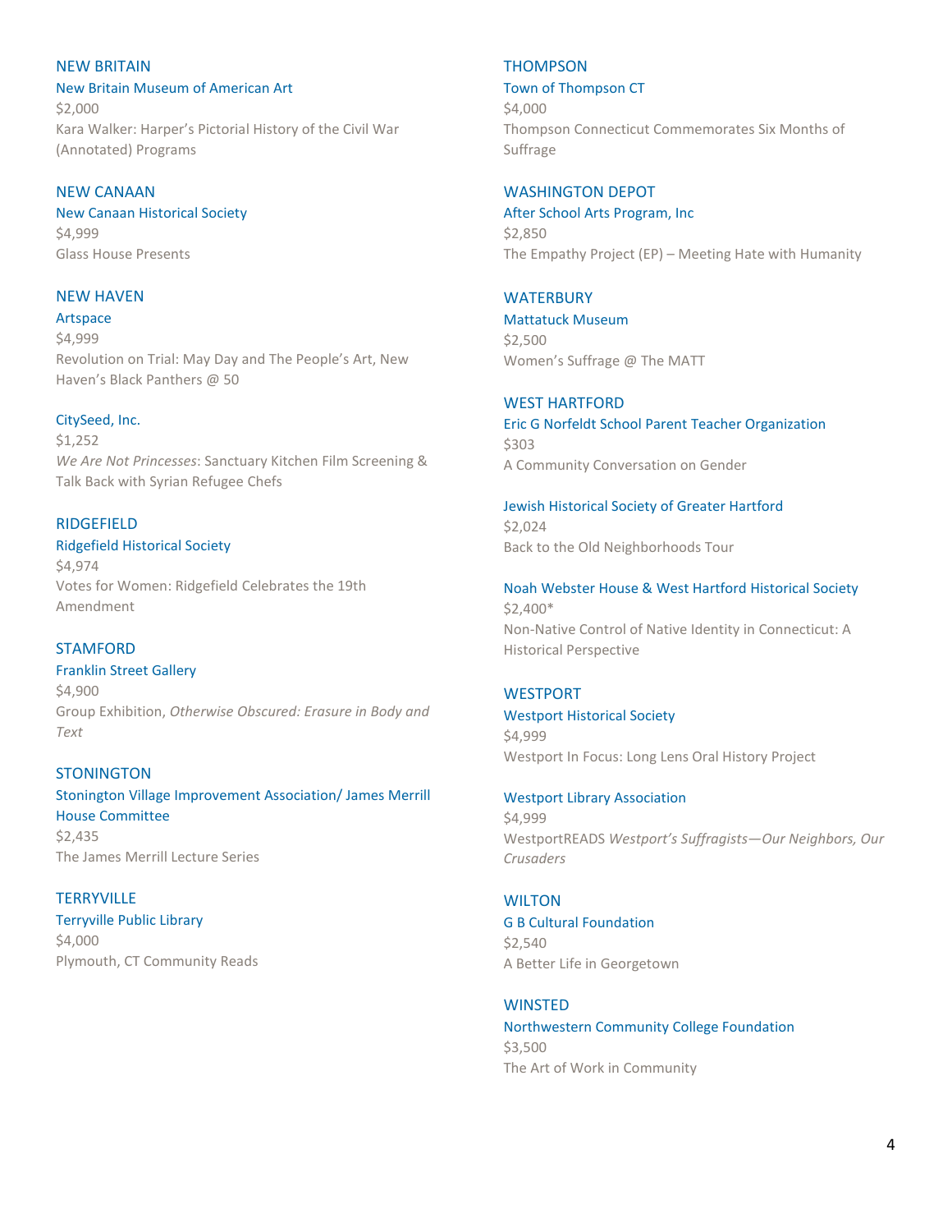NEW BRITAIN

New Britain Museum of American Art

$2,000

Kara Walker: Harper's Pictorial History of the Civil War (Annotated) Programs

NEW CANAAN

New Canaan Historical Society

$4,999

Glass House Presents

NEW HAVEN

Artspace

$4,999

Revolution on Trial: May Day and The People's Art, New Haven's Black Panthers @ 50

CitySeed, Inc.

$1,252

*We Are Not Princesses*: Sanctuary Kitchen Film Screening & Talk Back with Syrian Refugee Chefs

RIDGEFIELD

Ridgefield Historical Society

$4,974

Votes for Women: Ridgefield Celebrates the 19th Amendment

STAMFORD

Franklin Street Gallery

$4,900

Group Exhibition, *Otherwise Obscured: Erasure in Body and Text*

STONINGTON

Stonington Village Improvement Association/ James Merrill House Committee

$2,435

The James Merrill Lecture Series

TERRYVILLE

Terryville Public Library

$4,000

Plymouth, CT Community Reads

THOMPSON

Town of Thompson CT

$4,000

Thompson Connecticut Commemorates Six Months of Suffrage

WASHINGTON DEPOT

After School Arts Program, Inc

$2,850

The Empathy Project (EP) – Meeting Hate with Humanity

WATERBURY

Mattatuck Museum

$2,500

Women's Suffrage @ The MATT

WEST HARTFORD

Eric G Norfeldt School Parent Teacher Organization

$303

A Community Conversation on Gender

Jewish Historical Society of Greater Hartford

$2,024

Back to the Old Neighborhoods Tour

Noah Webster House & West Hartford Historical Society

$2,400*

Non-Native Control of Native Identity in Connecticut: A Historical Perspective

WESTPORT

Westport Historical Society

$4,999

Westport In Focus: Long Lens Oral History Project

Westport Library Association

$4,999

WestportREADS *Westport's Suffragists—Our Neighbors, Our Crusaders*

WILTON

G B Cultural Foundation

$2,540

A Better Life in Georgetown

WINSTED

Northwestern Community College Foundation

$3,500

The Art of Work in Community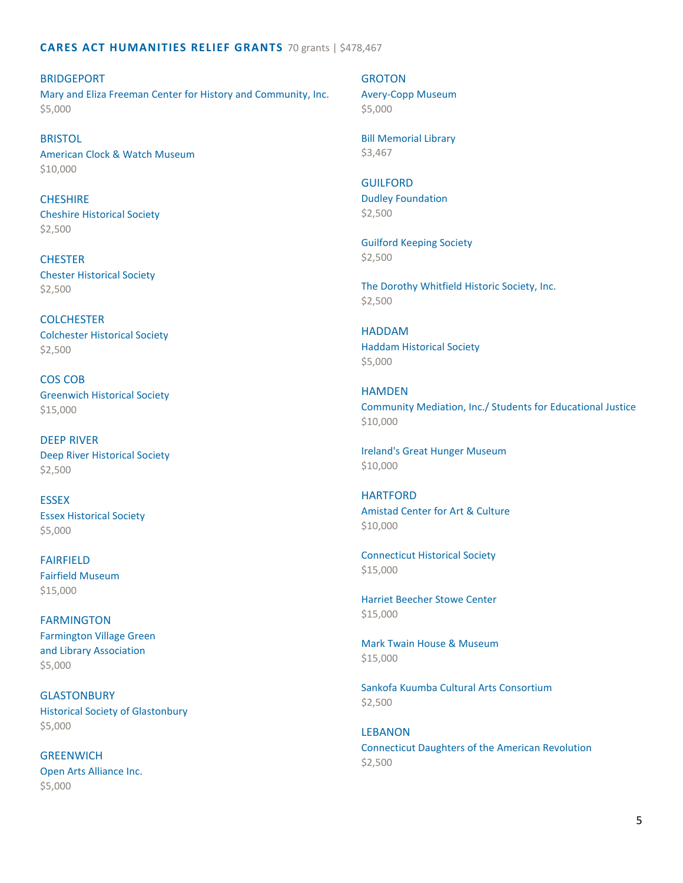## CARES ACT HUMANITIES RELIEF GRANTS 70 grants | $478,467

BRIDGEPORT
Mary and Eliza Freeman Center for History and Community, Inc.
$5,000

BRISTOL
American Clock & Watch Museum
$10,000

CHESHIRE
Cheshire Historical Society
$2,500

CHESTER
Chester Historical Society
$2,500

COLCHESTER
Colchester Historical Society
$2,500

COS COB
Greenwich Historical Society
$15,000

DEEP RIVER
Deep River Historical Society
$2,500

ESSEX
Essex Historical Society
$5,000

FAIRFIELD
Fairfield Museum
$15,000

FARMINGTON
Farmington Village Green and Library Association
$5,000

GLASTONBURY
Historical Society of Glastonbury
$5,000

GREENWICH
Open Arts Alliance Inc.
$5,000

GROTON
Avery-Copp Museum
$5,000

Bill Memorial Library
$3,467

GUILFORD
Dudley Foundation
$2,500

Guilford Keeping Society
$2,500

The Dorothy Whitfield Historic Society, Inc.
$2,500

HADDAM
Haddam Historical Society
$5,000

HAMDEN
Community Mediation, Inc./ Students for Educational Justice
$10,000

Ireland's Great Hunger Museum
$10,000

HARTFORD
Amistad Center for Art & Culture
$10,000

Connecticut Historical Society
$15,000

Harriet Beecher Stowe Center
$15,000

Mark Twain House & Museum
$15,000

Sankofa Kuumba Cultural Arts Consortium
$2,500

LEBANON
Connecticut Daughters of the American Revolution
$2,500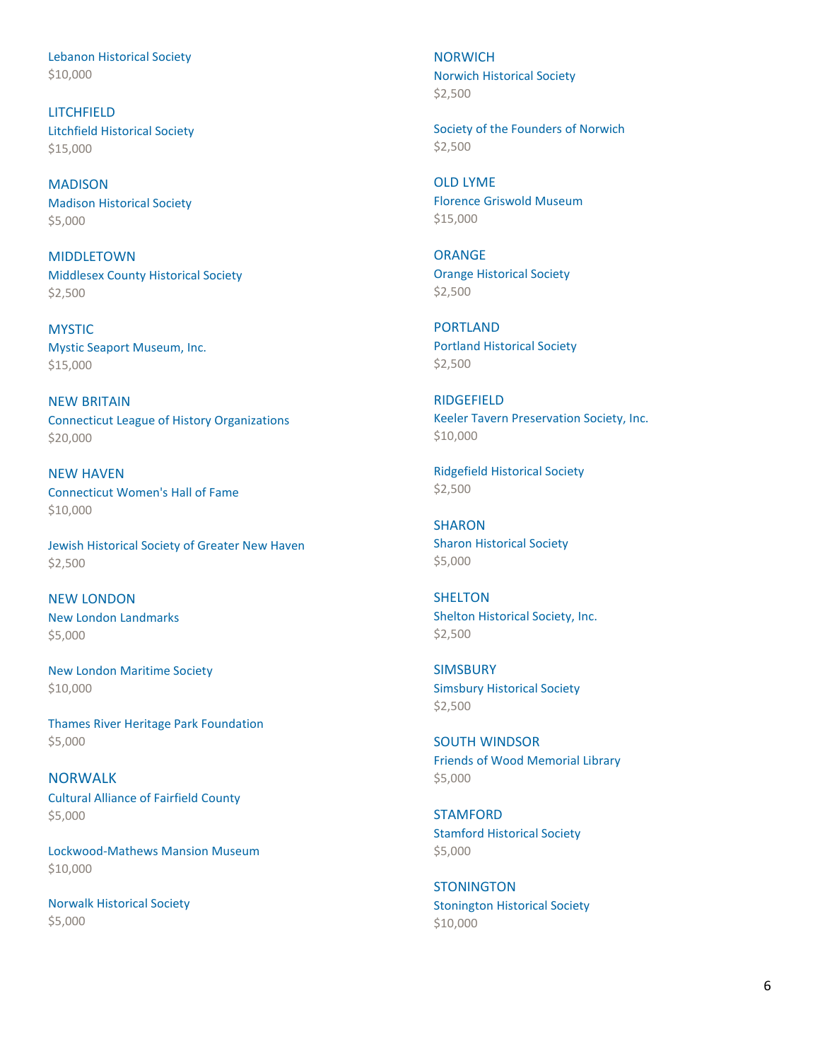Lebanon Historical Society
$10,000

LITCHFIELD
Litchfield Historical Society
$15,000

MADISON
Madison Historical Society
$5,000

MIDDLETOWN
Middlesex County Historical Society
$2,500

MYSTIC
Mystic Seaport Museum, Inc.
$15,000

NEW BRITAIN
Connecticut League of History Organizations
$20,000

NEW HAVEN
Connecticut Women's Hall of Fame
$10,000

Jewish Historical Society of Greater New Haven
$2,500

NEW LONDON
New London Landmarks
$5,000

New London Maritime Society
$10,000

Thames River Heritage Park Foundation
$5,000

NORWALK
Cultural Alliance of Fairfield County
$5,000

Lockwood-Mathews Mansion Museum
$10,000

Norwalk Historical Society
$5,000

NORWICH
Norwich Historical Society
$2,500

Society of the Founders of Norwich
$2,500

OLD LYME
Florence Griswold Museum
$15,000

ORANGE
Orange Historical Society
$2,500

PORTLAND
Portland Historical Society
$2,500

RIDGEFIELD
Keeler Tavern Preservation Society, Inc.
$10,000

Ridgefield Historical Society
$2,500

SHARON
Sharon Historical Society
$5,000

SHELTON
Shelton Historical Society, Inc.
$2,500

SIMSBURY
Simsbury Historical Society
$2,500

SOUTH WINDSOR
Friends of Wood Memorial Library
$5,000

STAMFORD
Stamford Historical Society
$5,000

STONINGTON
Stonington Historical Society
$10,000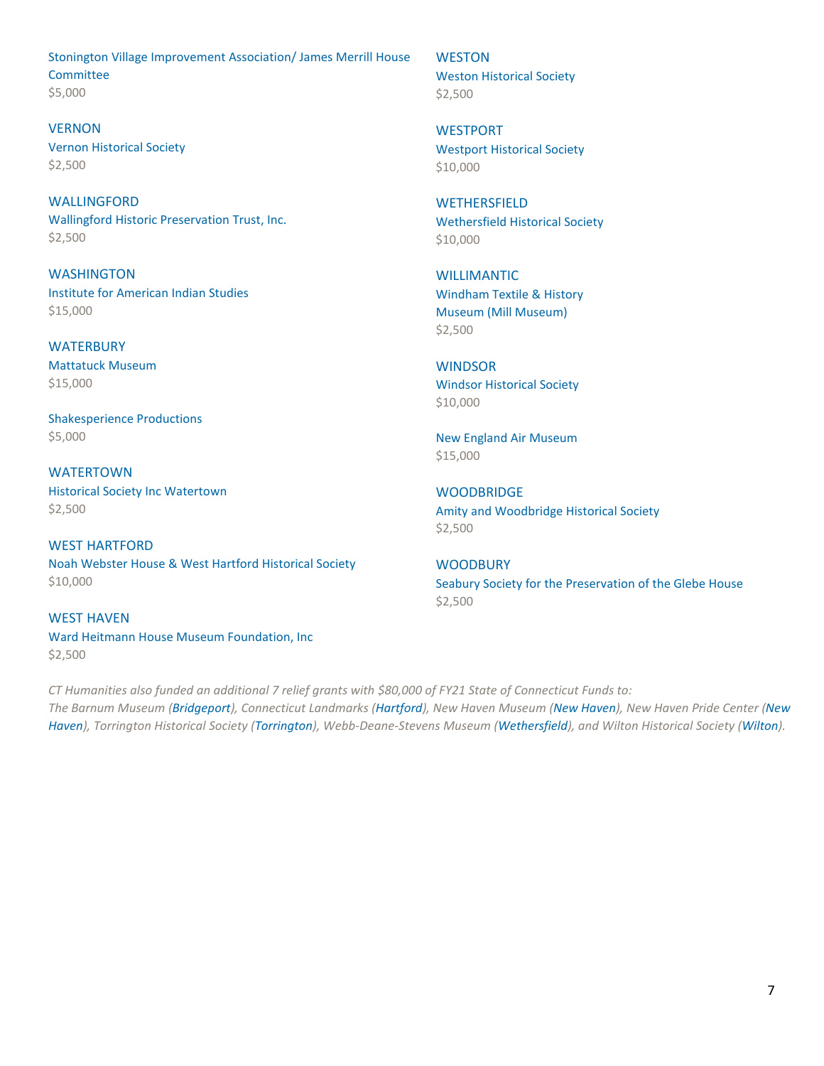Stonington Village Improvement Association/ James Merrill House Committee
$5,000

VERNON
Vernon Historical Society
$2,500

WALLINGFORD
Wallingford Historic Preservation Trust, Inc.
$2,500

WASHINGTON
Institute for American Indian Studies
$15,000

WATERBURY
Mattatuck Museum
$15,000

Shakesperience Productions
$5,000

WATERTOWN
Historical Society Inc Watertown
$2,500

WEST HARTFORD
Noah Webster House & West Hartford Historical Society
$10,000

WEST HAVEN
Ward Heitmann House Museum Foundation, Inc
$2,500

WESTON
Weston Historical Society
$2,500

WESTPORT
Westport Historical Society
$10,000

WETHERSFIELD
Wethersfield Historical Society
$10,000

WILLIMANTIC
Windham Textile & History Museum (Mill Museum)
$2,500

WINDSOR
Windsor Historical Society
$10,000

New England Air Museum
$15,000

WOODBRIDGE
Amity and Woodbridge Historical Society
$2,500

WOODBURY
Seabury Society for the Preservation of the Glebe House
$2,500

*CT Humanities also funded an additional 7 relief grants with $80,000 of FY21 State of Connecticut Funds to: The Barnum Museum (Bridgeport), Connecticut Landmarks (Hartford), New Haven Museum (New Haven), New Haven Pride Center (New Haven), Torrington Historical Society (Torrington), Webb-Deane-Stevens Museum (Wethersfield), and Wilton Historical Society (Wilton).*